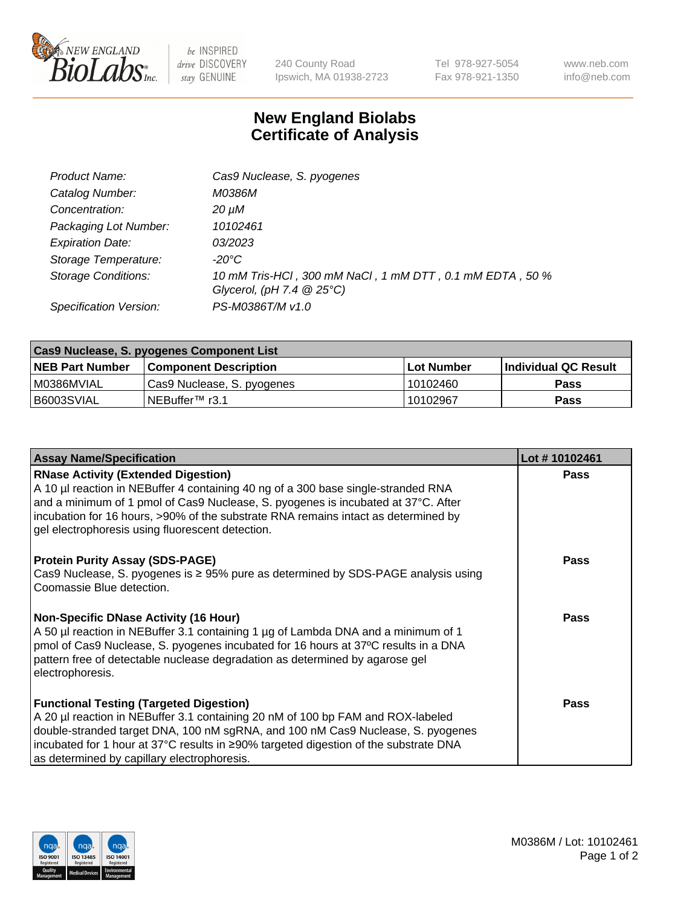# New England Biolabs Certificate of Analysis

| | |
|---|---|
| *Product Name:* | *Cas9 Nuclease, S. pyogenes* |
| *Catalog Number:* | *M0386M* |
| *Concentration:* | *20 µM* |
| *Packaging Lot Number:* | *10102461* |
| *Expiration Date:* | *03/2023* |
| *Storage Temperature:* | *-20°C* |
| *Storage Conditions:* | *10 mM Tris-HCl , 300 mM NaCl , 1 mM DTT , 0.1 mM EDTA , 50 % Glycerol, (pH 7.4 @ 25°C)* |
| *Specification Version:* | *PS-M0386T/M v1.0* |

| Cas9 Nuclease, S. pyogenes Component List | | | |
|---|---|---|---|
| **NEB Part Number** | **Component Description** | **Lot Number** | **Individual QC Result** |
| M0386MVIAL | Cas9 Nuclease, S. pyogenes | 10102460 | **Pass** |
| B6003SVIAL | NEBuffer™ r3.1 | 10102967 | **Pass** |

| Assay Name/Specification | Lot # 10102461 |
|---|---|
| **RNase Activity (Extended Digestion)**<br>A 10 µl reaction in NEBuffer 4 containing 40 ng of a 300 base single-stranded RNA and a minimum of 1 pmol of Cas9 Nuclease, S. pyogenes is incubated at 37°C. After incubation for 16 hours, >90% of the substrate RNA remains intact as determined by gel electrophoresis using fluorescent detection. | **Pass** |
| **Protein Purity Assay (SDS-PAGE)**<br>Cas9 Nuclease, S. pyogenes is ≥ 95% pure as determined by SDS-PAGE analysis using Coomassie Blue detection. | **Pass** |
| **Non-Specific DNase Activity (16 Hour)**<br>A 50 µl reaction in NEBuffer 3.1 containing 1 µg of Lambda DNA and a minimum of 1 pmol of Cas9 Nuclease, S. pyogenes incubated for 16 hours at 37ºC results in a DNA pattern free of detectable nuclease degradation as determined by agarose gel electrophoresis. | **Pass** |
| **Functional Testing (Targeted Digestion)**<br>A 20 µl reaction in NEBuffer 3.1 containing 20 nM of 100 bp FAM and ROX-labeled double-stranded target DNA, 100 nM sgRNA, and 100 nM Cas9 Nuclease, S. pyogenes incubated for 1 hour at 37°C results in ≥90% targeted digestion of the substrate DNA as determined by capillary electrophoresis. | **Pass** |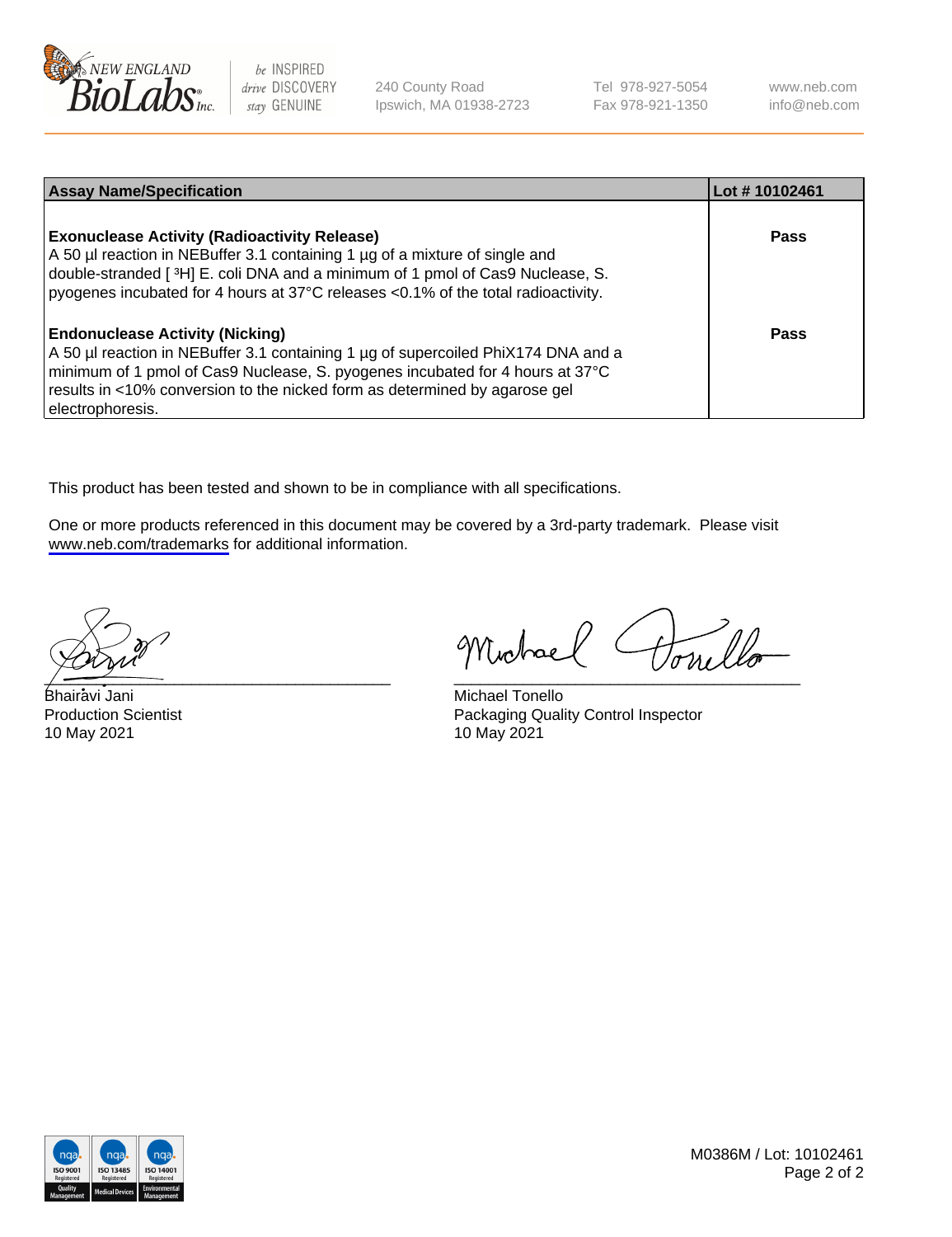| Assay Name/Specification | Lot # 10102461 |
|---|---|
| **Exonuclease Activity (Radioactivity Release)**<br>A 50 µl reaction in NEBuffer 3.1 containing 1 µg of a mixture of single and double-stranded [ $^{3}$H] E. coli DNA and a minimum of 1 pmol of Cas9 Nuclease, S. pyogenes incubated for 4 hours at 37°C releases <0.1% of the total radioactivity. | **Pass** |
| **Endonuclease Activity (Nicking)**<br>A 50 µl reaction in NEBuffer 3.1 containing 1 µg of supercoiled PhiX174 DNA and a minimum of 1 pmol of Cas9 Nuclease, S. pyogenes incubated for 4 hours at 37°C results in <10% conversion to the nicked form as determined by agarose gel electrophoresis. | **Pass** |

This product has been tested and shown to be in compliance with all specifications.

One or more products referenced in this document may be covered by a 3rd-party trademark. Please visit www.neb.com/trademarks for additional information.

Bhairavi Jani
Production Scientist
10 May 2021

Michael Tonello
Packaging Quality Control Inspector
10 May 2021

M0386M / Lot: 10102461